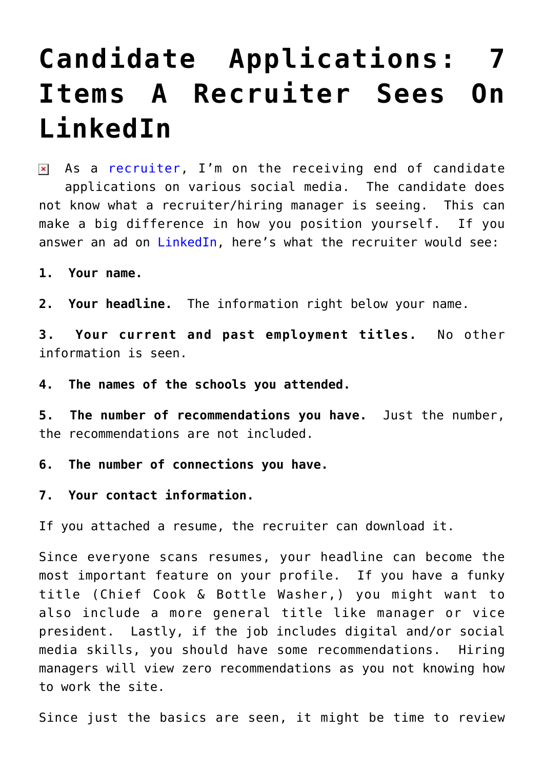# Candidate Applications: 7 Items A Recruiter Sees On LinkedIn

As a recruiter, I'm on the receiving end of candidate applications on various social media. The candidate does not know what a recruiter/hiring manager is seeing. This can make a big difference in how you position yourself. If you answer an ad on LinkedIn, here's what the recruiter would see:

**1. Your name.**

**2. Your headline.** The information right below your name.

**3. Your current and past employment titles.** No other information is seen.

**4. The names of the schools you attended.**

**5. The number of recommendations you have.** Just the number, the recommendations are not included.

**6. The number of connections you have.**

**7. Your contact information.**

If you attached a resume, the recruiter can download it.

Since everyone scans resumes, your headline can become the most important feature on your profile. If you have a funky title (Chief Cook & Bottle Washer,) you might want to also include a more general title like manager or vice president. Lastly, if the job includes digital and/or social media skills, you should have some recommendations. Hiring managers will view zero recommendations as you not knowing how to work the site.

Since just the basics are seen, it might be time to review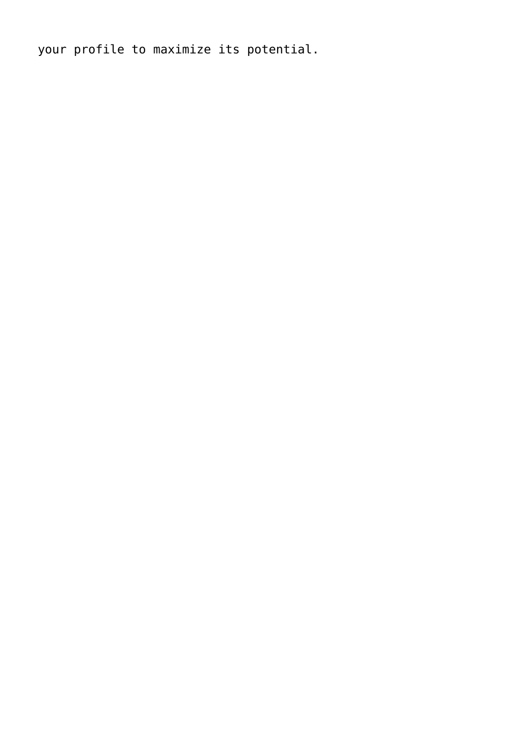your profile to maximize its potential.